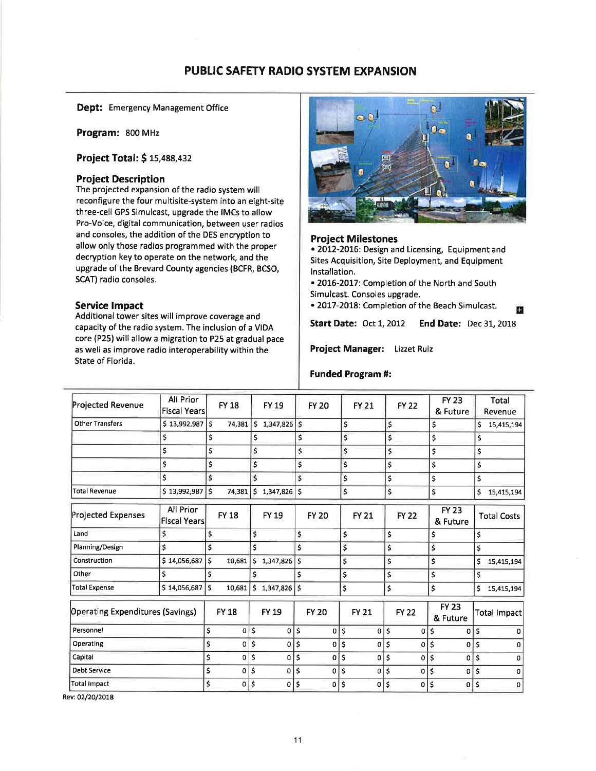# PUBLIC SAFETY RADIO SYSTEM EXPANSION

**Dept:** Emergency Management Office

**Program:** 800 MHz

**Project Total: $** 15,488,432

### Project Description

The projected expansion of the radio system will reconfigure the four multisite-system into an eight-site three-cell GPS Simulcast, upgrade the IMCs to allow Pro-Voice, digital communication, between user radios and consoles, the addition of the DES encryption to allow only those radios programmed with the proper decryption key to operate on the network, and the upgrade of the Brevard County agencies (BCFR, BCSO, SCAT) radio consoles.

### Service Impact

Additional tower sites will improve coverage and capacity of the radio system. The inclusion of a VIDA core (P25) will allow a migration to P25 at gradual pace as well as improve radio interoperability within the State of Florida.

### Project Milestones

- 2012-2016: Design and Licensing, Equipment and Sites Acquisition, Site Deployment, and Equipment Installation.
- 2016-2017: Completion of the North and South Simulcast. Consoles upgrade.
- 2017-2018: Completion of the Beach Simulcast.

**Start Date:** Oct 1, 2012 **End Date:** Dec 31, 2018

**Project Manager:** Lizzet Ruiz

**Funded Program #:**

| Projected Revenue | All Prior Fiscal Years | FY 18 | FY 19 | FY 20 | FY 21 | FY 22 | FY 23 & Future | Total Revenue |
|---|---|---|---|---|---|---|---|---|
| Other Transfers | $ 13,992,987 | $ 74,381 | $ 1,347,826 | $ | $ | $ | $ | $ 15,415,194 |
| | $ | $ | $ | $ | $ | $ | $ | $ |
| | $ | $ | $ | $ | $ | $ | $ | $ |
| | $ | $ | $ | $ | $ | $ | $ | $ |
| | $ | $ | $ | $ | $ | $ | $ | $ |
| Total Revenue | $ 13,992,987 | $ 74,381 | $ 1,347,826 | $ | $ | $ | $ | $ 15,415,194 |

| Projected Expenses | All Prior Fiscal Years | FY 18 | FY 19 | FY 20 | FY 21 | FY 22 | FY 23 & Future | Total Costs |
|---|---|---|---|---|---|---|---|---|
| Land | $ | $ | $ | $ | $ | $ | $ | $ |
| Planning/Design | $ | $ | $ | $ | $ | $ | $ | $ |
| Construction | $ 14,056,687 | $ 10,681 | $ 1,347,826 | $ | $ | $ | $ | $ 15,415,194 |
| Other | $ | $ | $ | $ | $ | $ | $ | $ |
| Total Expense | $ 14,056,687 | $ 10,681 | $ 1,347,826 | $ | $ | $ | $ | $ 15,415,194 |

| Operating Expenditures (Savings) | FY 18 | FY 19 | FY 20 | FY 21 | FY 22 | FY 23 & Future | Total Impact |
|---|---|---|---|---|---|---|---|
| Personnel | $ 0 | $ 0 | $ 0 | $ 0 | $ 0 | $ 0 | $ 0 |
| Operating | $ 0 | $ 0 | $ 0 | $ 0 | $ 0 | $ 0 | $ 0 |
| Capital | $ 0 | $ 0 | $ 0 | $ 0 | $ 0 | $ 0 | $ 0 |
| Debt Service | $ 0 | $ 0 | $ 0 | $ 0 | $ 0 | $ 0 | $ 0 |
| Total Impact | $ 0 | $ 0 | $ 0 | $ 0 | $ 0 | $ 0 | $ 0 |

Rev: 02/20/2018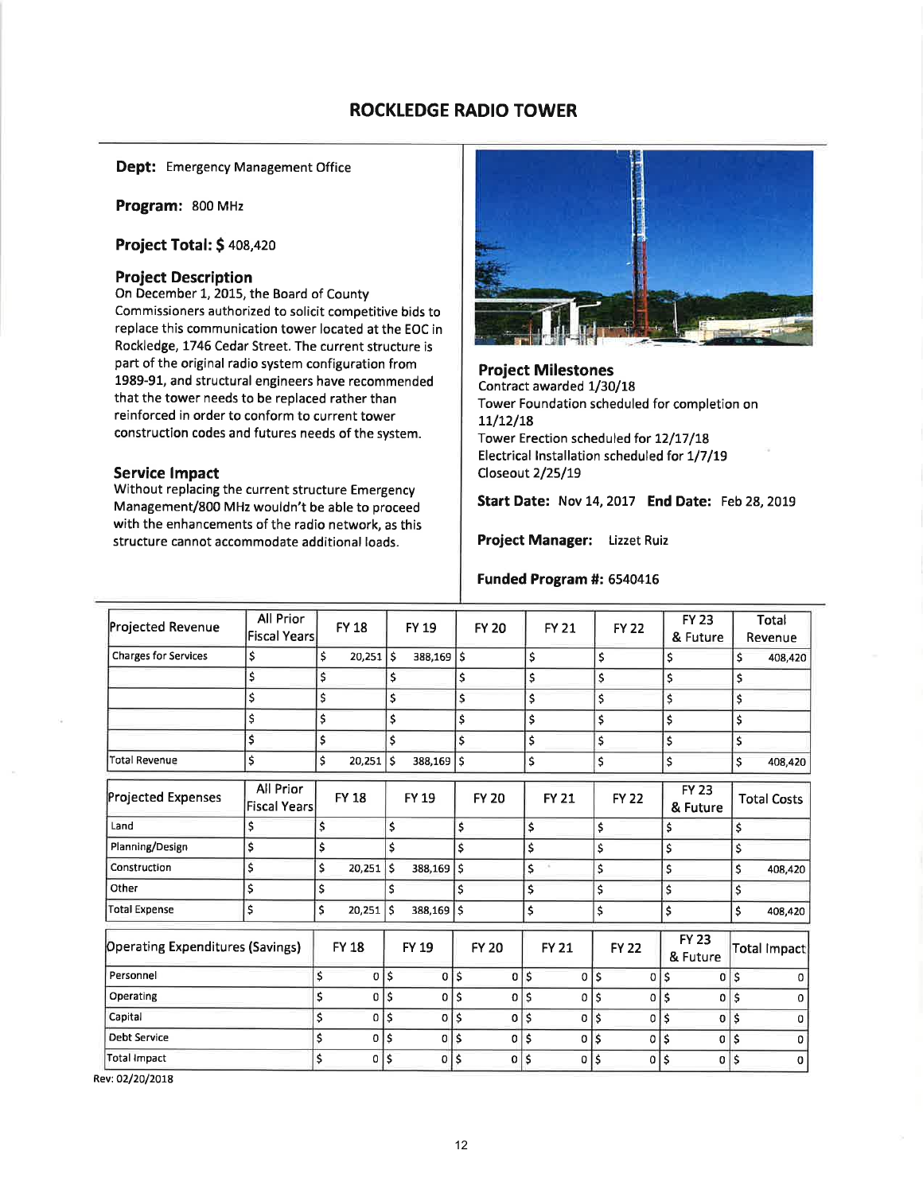# ROCKLEDGE RADIO TOWER

**Dept:** Emergency Management Office

**Program:** 800 MHz

**Project Total: $** 408,420

### Project Description

On December 1, 2015, the Board of County Commissioners authorized to solicit competitive bids to replace this communication tower located at the EOC in Rockledge, 1746 Cedar Street. The current structure is part of the original radio system configuration from 1989-91, and structural engineers have recommended that the tower needs to be replaced rather than reinforced in order to conform to current tower construction codes and futures needs of the system.

### Service Impact

Without replacing the current structure Emergency Management/800 MHz wouldn't be able to proceed with the enhancements of the radio network, as this structure cannot accommodate additional loads.

### Project Milestones

Contract awarded 1/30/18
Tower Foundation scheduled for completion on 11/12/18
Tower Erection scheduled for 12/17/18
Electrical Installation scheduled for 1/7/19
Closeout 2/25/19

**Start Date:** Nov 14, 2017 **End Date:** Feb 28, 2019

**Project Manager:** Lizzet Ruiz

**Funded Program #:** 6540416

| Projected Revenue | All Prior Fiscal Years | FY 18 | FY 19 | FY 20 | FY 21 | FY 22 | FY 23 & Future | Total Revenue |
|---|---|---|---|---|---|---|---|---|
| Charges for Services | $ | $ 20,251 | $ 388,169 | $ | $ | $ | $ | $ 408,420 |
| | $ | $ | $ | $ | $ | $ | $ | $ |
| | $ | $ | $ | $ | $ | $ | $ | $ |
| | $ | $ | $ | $ | $ | $ | $ | $ |
| | $ | $ | $ | $ | $ | $ | $ | $ |
| Total Revenue | $ | $ 20,251 | $ 388,169 | $ | $ | $ | $ | $ 408,420 |

| Projected Expenses | All Prior Fiscal Years | FY 18 | FY 19 | FY 20 | FY 21 | FY 22 | FY 23 & Future | Total Costs |
|---|---|---|---|---|---|---|---|---|
| Land | $ | $ | $ | $ | $ | $ | $ | $ |
| Planning/Design | $ | $ | $ | $ | $ | $ | $ | $ |
| Construction | $ | $ 20,251 | $ 388,169 | $ | $ | $ | $ | $ 408,420 |
| Other | $ | $ | $ | $ | $ | $ | $ | $ |
| Total Expense | $ | $ 20,251 | $ 388,169 | $ | $ | $ | $ | $ 408,420 |

| Operating Expenditures (Savings) | FY 18 | FY 19 | FY 20 | FY 21 | FY 22 | FY 23 & Future | Total Impact |
|---|---|---|---|---|---|---|---|
| Personnel | $ 0 | $ 0 | $ 0 | $ 0 | $ 0 | $ 0 | $ 0 |
| Operating | $ 0 | $ 0 | $ 0 | $ 0 | $ 0 | $ 0 | $ 0 |
| Capital | $ 0 | $ 0 | $ 0 | $ 0 | $ 0 | $ 0 | $ 0 |
| Debt Service | $ 0 | $ 0 | $ 0 | $ 0 | $ 0 | $ 0 | $ 0 |
| Total Impact | $ 0 | $ 0 | $ 0 | $ 0 | $ 0 | $ 0 | $ 0 |

Rev: 02/20/2018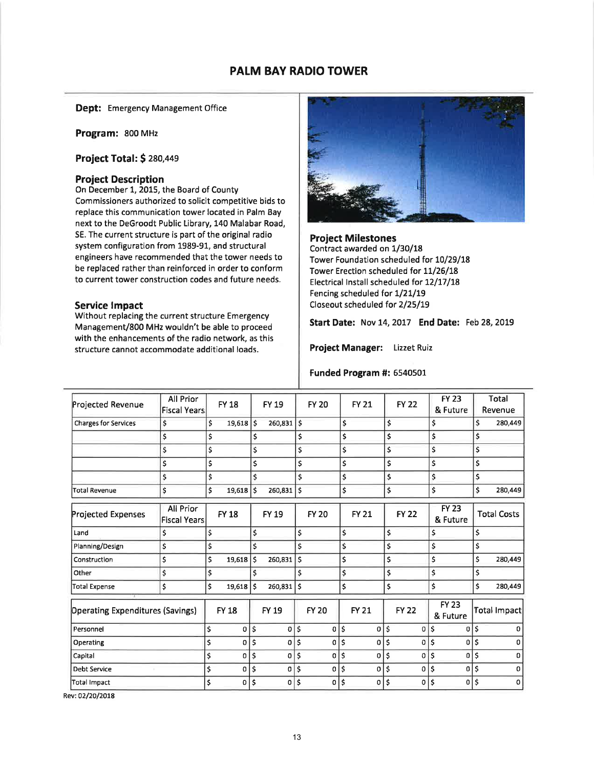# PALM BAY RADIO TOWER

**Dept:** Emergency Management Office

**Program:** 800 MHz

**Project Total: $** 280,449

### Project Description

On December 1, 2015, the Board of County Commissioners authorized to solicit competitive bids to replace this communication tower located in Palm Bay next to the DeGroodt Public Library, 140 Malabar Road, SE. The current structure is part of the original radio system configuration from 1989-91, and structural engineers have recommended that the tower needs to be replaced rather than reinforced in order to conform to current tower construction codes and future needs.

### Service Impact

Without replacing the current structure Emergency Management/800 MHz wouldn't be able to proceed with the enhancements of the radio network, as this structure cannot accommodate additional loads.

### Project Milestones

Contract awarded on 1/30/18
Tower Foundation scheduled for 10/29/18
Tower Erection scheduled for 11/26/18
Electrical Install scheduled for 12/17/18
Fencing scheduled for 1/21/19
Closeout scheduled for 2/25/19

**Start Date:** Nov 14, 2017 **End Date:** Feb 28, 2019

**Project Manager:** Lizzet Ruiz

**Funded Program #:** 6540501

| Projected Revenue | All Prior Fiscal Years | FY 18 | FY 19 | FY 20 | FY 21 | FY 22 | FY 23 & Future | Total Revenue |
|---|---|---|---|---|---|---|---|---|
| Charges for Services | $ | $ 19,618 | $ 260,831 | $ | $ | $ | $ | $ 280,449 |
| | $ | $ | $ | $ | $ | $ | $ | $ |
| | $ | $ | $ | $ | $ | $ | $ | $ |
| | $ | $ | $ | $ | $ | $ | $ | $ |
| | $ | $ | $ | $ | $ | $ | $ | $ |
| Total Revenue | $ | $ 19,618 | $ 260,831 | $ | $ | $ | $ | $ 280,449 |

| Projected Expenses | All Prior Fiscal Years | FY 18 | FY 19 | FY 20 | FY 21 | FY 22 | FY 23 & Future | Total Costs |
|---|---|---|---|---|---|---|---|---|
| Land | $ | $ | $ | $ | $ | $ | $ | $ |
| Planning/Design | $ | $ | $ | $ | $ | $ | $ | $ |
| Construction | $ | $ 19,618 | $ 260,831 | $ | $ | $ | $ | $ 280,449 |
| Other | $ | $ | $ | $ | $ | $ | $ | $ |
| Total Expense | $ | $ 19,618 | $ 260,831 | $ | $ | $ | $ | $ 280,449 |

| Operating Expenditures (Savings) | FY 18 | FY 19 | FY 20 | FY 21 | FY 22 | FY 23 & Future | Total Impact |
|---|---|---|---|---|---|---|---|
| Personnel | $ 0 | $ 0 | $ 0 | $ 0 | $ 0 | $ 0 | $ 0 |
| Operating | $ 0 | $ 0 | $ 0 | $ 0 | $ 0 | $ 0 | $ 0 |
| Capital | $ 0 | $ 0 | $ 0 | $ 0 | $ 0 | $ 0 | $ 0 |
| Debt Service | $ 0 | $ 0 | $ 0 | $ 0 | $ 0 | $ 0 | $ 0 |
| Total Impact | $ 0 | $ 0 | $ 0 | $ 0 | $ 0 | $ 0 | $ 0 |

Rev: 02/20/2018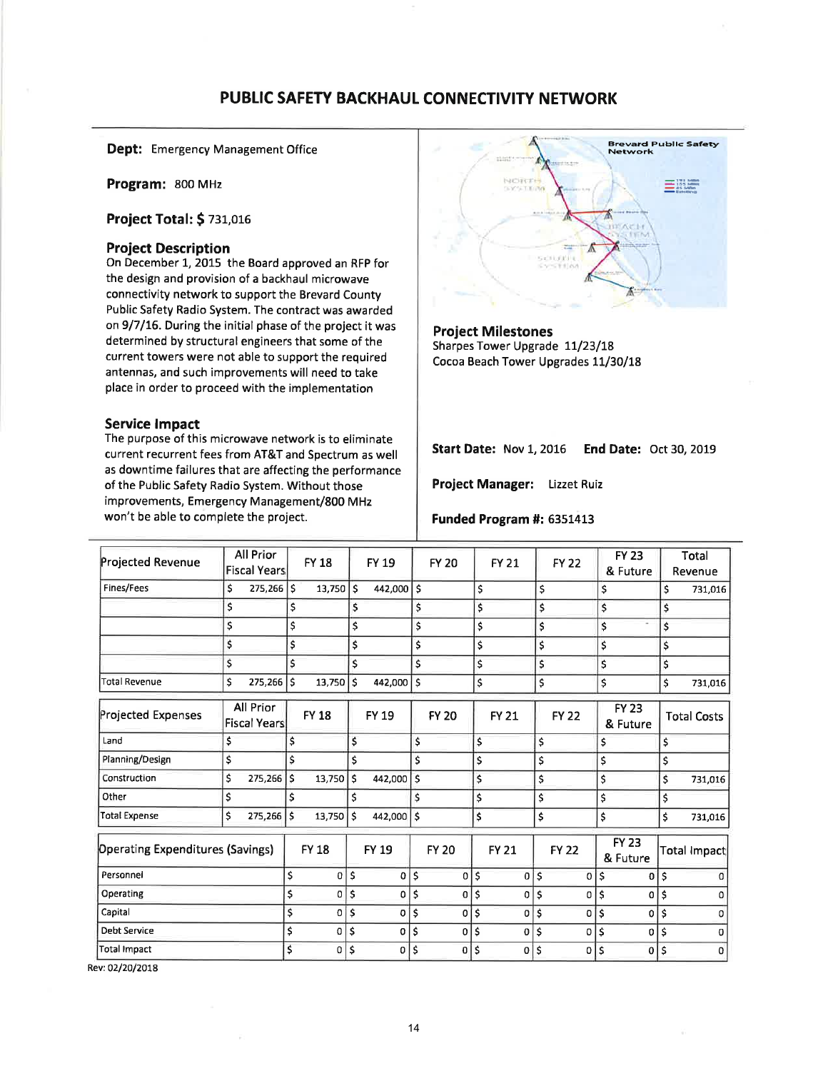# PUBLIC SAFETY BACKHAUL CONNECTIVITY NETWORK

**Dept:** Emergency Management Office

**Program:** 800 MHz

**Project Total: $** 731,016

### Project Description

On December 1, 2015 the Board approved an RFP for the design and provision of a backhaul microwave connectivity network to support the Brevard County Public Safety Radio System. The contract was awarded on 9/7/16. During the initial phase of the project it was determined by structural engineers that some of the current towers were not able to support the required antennas, and such improvements will need to take place in order to proceed with the implementation

### Service Impact

The purpose of this microwave network is to eliminate current recurrent fees from AT&T and Spectrum as well as downtime failures that are affecting the performance of the Public Safety Radio System. Without those improvements, Emergency Management/800 MHz won't be able to complete the project.

### Project Milestones

Sharpes Tower Upgrade 11/23/18
Cocoa Beach Tower Upgrades 11/30/18

**Start Date:** Nov 1, 2016 **End Date:** Oct 30, 2019

**Project Manager:** Lizzet Ruiz

**Funded Program #:** 6351413

| Projected Revenue | All Prior Fiscal Years | FY 18 | FY 19 | FY 20 | FY 21 | FY 22 | FY 23 & Future | Total Revenue |
|---|---|---|---|---|---|---|---|---|
| Fines/Fees | $ 275,266 | $ 13,750 | $ 442,000 | $ | $ | $ | $ | $ 731,016 |
| | $ | $ | $ | $ | $ | $ | $ | $ |
| | $ | $ | $ | $ | $ | $ | $ | $ |
| | $ | $ | $ | $ | $ | $ | $ | $ |
| | $ | $ | $ | $ | $ | $ | $ | $ |
| Total Revenue | $ 275,266 | $ 13,750 | $ 442,000 | $ | $ | $ | $ | $ 731,016 |

| Projected Expenses | All Prior Fiscal Years | FY 18 | FY 19 | FY 20 | FY 21 | FY 22 | FY 23 & Future | Total Costs |
|---|---|---|---|---|---|---|---|---|
| Land | $ | $ | $ | $ | $ | $ | $ | $ |
| Planning/Design | $ | $ | $ | $ | $ | $ | $ | $ |
| Construction | $ 275,266 | $ 13,750 | $ 442,000 | $ | $ | $ | $ | $ 731,016 |
| Other | $ | $ | $ | $ | $ | $ | $ | $ |
| Total Expense | $ 275,266 | $ 13,750 | $ 442,000 | $ | $ | $ | $ | $ 731,016 |

| Operating Expenditures (Savings) | FY 18 | FY 19 | FY 20 | FY 21 | FY 22 | FY 23 & Future | Total Impact |
|---|---|---|---|---|---|---|---|
| Personnel | $ 0 | $ 0 | $ 0 | $ 0 | $ 0 | $ 0 | $ 0 |
| Operating | $ 0 | $ 0 | $ 0 | $ 0 | $ 0 | $ 0 | $ 0 |
| Capital | $ 0 | $ 0 | $ 0 | $ 0 | $ 0 | $ 0 | $ 0 |
| Debt Service | $ 0 | $ 0 | $ 0 | $ 0 | $ 0 | $ 0 | $ 0 |
| Total Impact | $ 0 | $ 0 | $ 0 | $ 0 | $ 0 | $ 0 | $ 0 |

Rev: 02/20/2018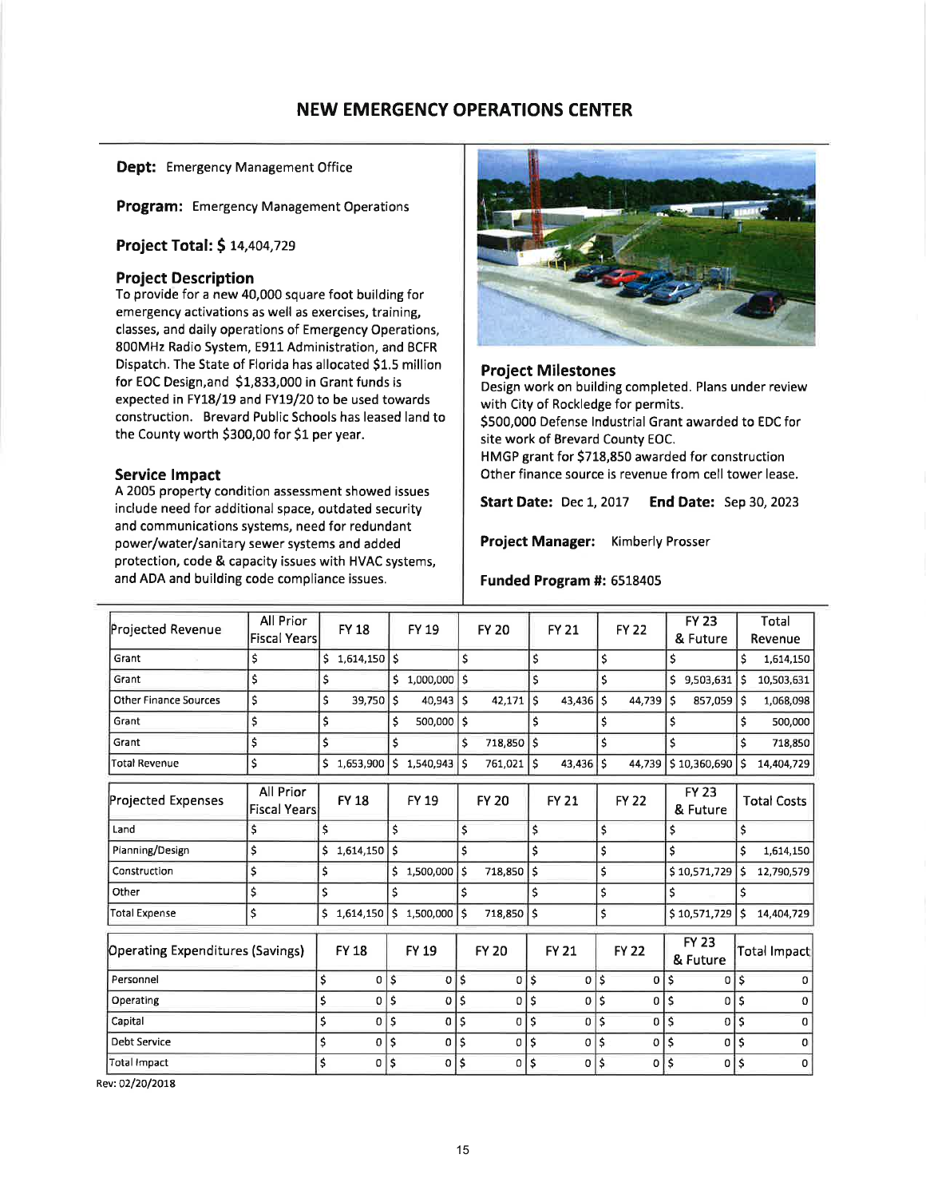# NEW EMERGENCY OPERATIONS CENTER

**Dept:** Emergency Management Office

**Program:** Emergency Management Operations

**Project Total: $** 14,404,729

### Project Description

To provide for a new 40,000 square foot building for emergency activations as well as exercises, training, classes, and daily operations of Emergency Operations, 800MHz Radio System, E911 Administration, and BCFR Dispatch. The State of Florida has allocated $1.5 million for EOC Design,and $1,833,000 in Grant funds is expected in FY18/19 and FY19/20 to be used towards construction. Brevard Public Schools has leased land to the County worth $300,00 for $1 per year.

### Service Impact

A 2005 property condition assessment showed issues include need for additional space, outdated security and communications systems, need for redundant power/water/sanitary sewer systems and added protection, code & capacity issues with HVAC systems, and ADA and building code compliance issues.

### Project Milestones

Design work on building completed. Plans under review with City of Rockledge for permits.
$500,000 Defense Industrial Grant awarded to EDC for site work of Brevard County EOC.
HMGP grant for $718,850 awarded for construction
Other finance source is revenue from cell tower lease.

**Start Date:** Dec 1, 2017 **End Date:** Sep 30, 2023

**Project Manager:** Kimberly Prosser

**Funded Program #:** 6518405

| Projected Revenue | All Prior Fiscal Years | FY 18 | FY 19 | FY 20 | FY 21 | FY 22 | FY 23 & Future | Total Revenue |
|---|---|---|---|---|---|---|---|---|
| Grant | $ | $ 1,614,150 | $ | $ | $ | $ | $ | $ 1,614,150 |
| Grant | $ | $ | $ 1,000,000 | $ | $ | $ | $ 9,503,631 | $ 10,503,631 |
| Other Finance Sources | $ | $ 39,750 | $ 40,943 | $ 42,171 | $ 43,436 | $ 44,739 | $ 857,059 | $ 1,068,098 |
| Grant | $ | $ | $ 500,000 | $ | $ | $ | $ | $ 500,000 |
| Grant | $ | $ | $ | $ 718,850 | $ | $ | $ | $ 718,850 |
| Total Revenue | $ | $ 1,653,900 | $ 1,540,943 | $ 761,021 | $ 43,436 | $ 44,739 | $ 10,360,690 | $ 14,404,729 |

| Projected Expenses | All Prior Fiscal Years | FY 18 | FY 19 | FY 20 | FY 21 | FY 22 | FY 23 & Future | Total Costs |
|---|---|---|---|---|---|---|---|---|
| Land | $ | $ | $ | $ | $ | $ | $ | $ |
| Planning/Design | $ | $ 1,614,150 | $ | $ | $ | $ | $ | $ 1,614,150 |
| Construction | $ | $ | $ 1,500,000 | $ 718,850 | $ | $ | $ 10,571,729 | $ 12,790,579 |
| Other | $ | $ | $ | $ | $ | $ | $ | $ |
| Total Expense | $ | $ 1,614,150 | $ 1,500,000 | $ 718,850 | $ | $ | $ 10,571,729 | $ 14,404,729 |

| Operating Expenditures (Savings) | FY 18 | FY 19 | FY 20 | FY 21 | FY 22 | FY 23 & Future | Total Impact |
|---|---|---|---|---|---|---|---|
| Personnel | $ 0 | $ 0 | $ 0 | $ 0 | $ 0 | $ 0 | $ 0 |
| Operating | $ 0 | $ 0 | $ 0 | $ 0 | $ 0 | $ 0 | $ 0 |
| Capital | $ 0 | $ 0 | $ 0 | $ 0 | $ 0 | $ 0 | $ 0 |
| Debt Service | $ 0 | $ 0 | $ 0 | $ 0 | $ 0 | $ 0 | $ 0 |
| Total Impact | $ 0 | $ 0 | $ 0 | $ 0 | $ 0 | $ 0 | $ 0 |

Rev: 02/20/2018